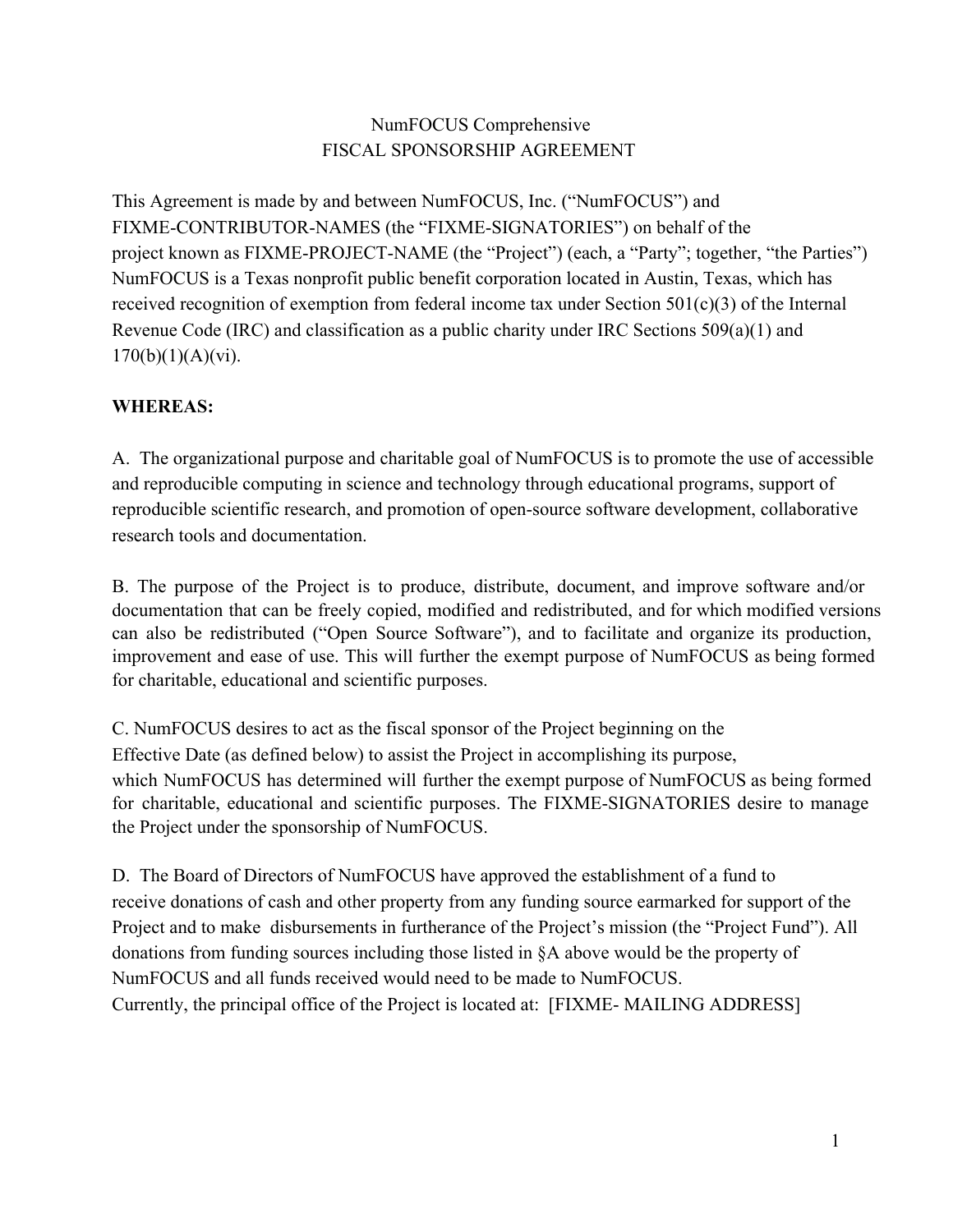# NumFOCUS Comprehensive
# FISCAL SPONSORSHIP AGREEMENT

This Agreement is made by and between NumFOCUS, Inc. ("NumFOCUS") and FIXME-CONTRIBUTOR-NAMES (the "FIXME-SIGNATORIES") on behalf of the project known as FIXME-PROJECT-NAME (the "Project") (each, a "Party"; together, "the Parties") NumFOCUS is a Texas nonprofit public benefit corporation located in Austin, Texas, which has received recognition of exemption from federal income tax under Section 501(c)(3) of the Internal Revenue Code (IRC) and classification as a public charity under IRC Sections 509(a)(1) and 170(b)(1)(A)(vi).

**WHEREAS:**

A. The organizational purpose and charitable goal of NumFOCUS is to promote the use of accessible and reproducible computing in science and technology through educational programs, support of reproducible scientific research, and promotion of open-source software development, collaborative research tools and documentation.

B. The purpose of the Project is to produce, distribute, document, and improve software and/or documentation that can be freely copied, modified and redistributed, and for which modified versions can also be redistributed ("Open Source Software"), and to facilitate and organize its production, improvement and ease of use. This will further the exempt purpose of NumFOCUS as being formed for charitable, educational and scientific purposes.

C. NumFOCUS desires to act as the fiscal sponsor of the Project beginning on the Effective Date (as defined below) to assist the Project in accomplishing its purpose, which NumFOCUS has determined will further the exempt purpose of NumFOCUS as being formed for charitable, educational and scientific purposes. The FIXME-SIGNATORIES desire to manage the Project under the sponsorship of NumFOCUS.

D. The Board of Directors of NumFOCUS have approved the establishment of a fund to receive donations of cash and other property from any funding source earmarked for support of the Project and to make disbursements in furtherance of the Project's mission (the "Project Fund"). All donations from funding sources including those listed in §A above would be the property of NumFOCUS and all funds received would need to be made to NumFOCUS.

Currently, the principal office of the Project is located at: [FIXME- MAILING ADDRESS]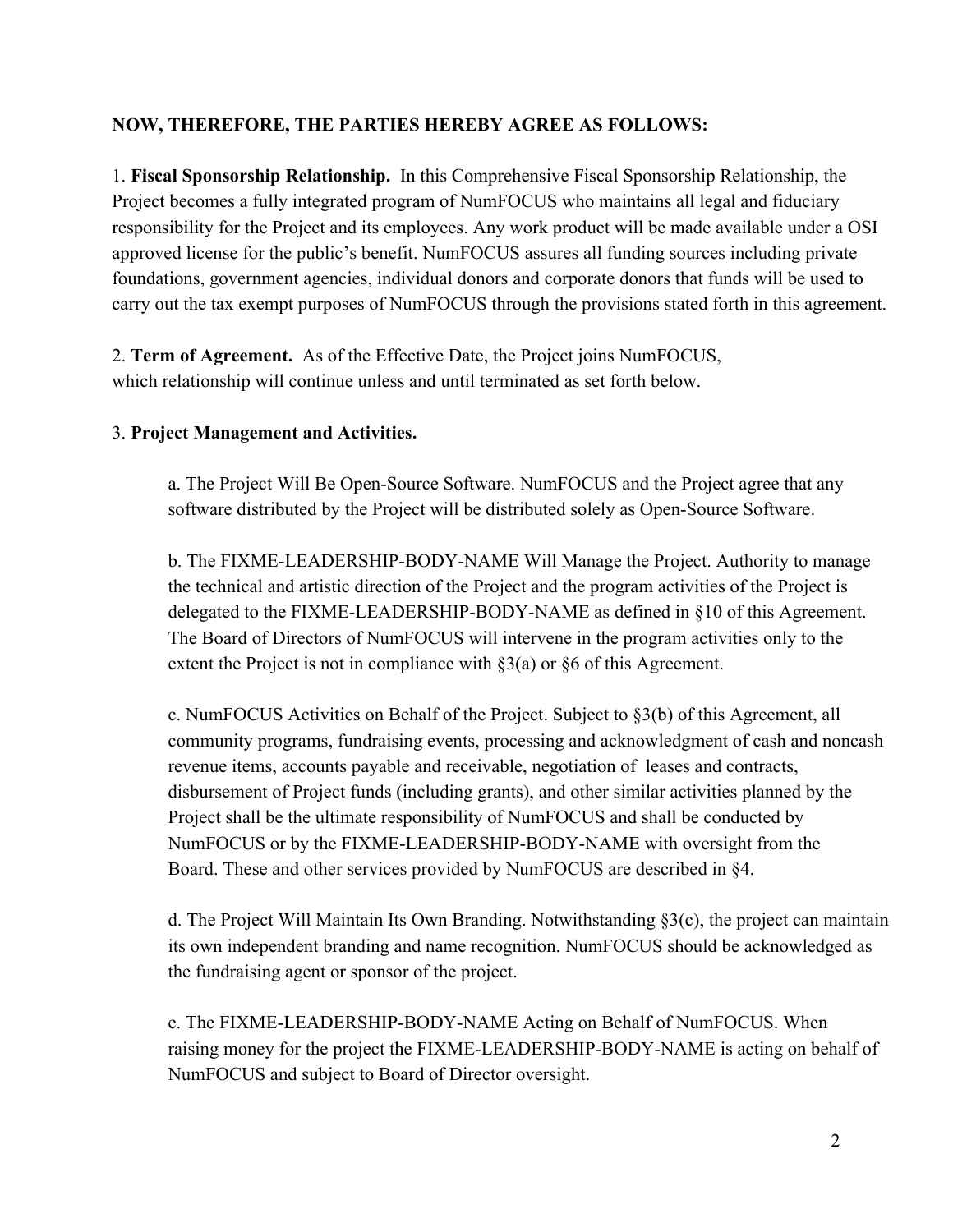**NOW, THEREFORE, THE PARTIES HEREBY AGREE AS FOLLOWS:**

1. **Fiscal Sponsorship Relationship.** In this Comprehensive Fiscal Sponsorship Relationship, the Project becomes a fully integrated program of NumFOCUS who maintains all legal and fiduciary responsibility for the Project and its employees. Any work product will be made available under a OSI approved license for the public's benefit. NumFOCUS assures all funding sources including private foundations, government agencies, individual donors and corporate donors that funds will be used to carry out the tax exempt purposes of NumFOCUS through the provisions stated forth in this agreement.

2. **Term of Agreement.** As of the Effective Date, the Project joins NumFOCUS, which relationship will continue unless and until terminated as set forth below.

3. **Project Management and Activities.**

   a. The Project Will Be Open-Source Software. NumFOCUS and the Project agree that any software distributed by the Project will be distributed solely as Open-Source Software.

   b. The FIXME-LEADERSHIP-BODY-NAME Will Manage the Project. Authority to manage the technical and artistic direction of the Project and the program activities of the Project is delegated to the FIXME-LEADERSHIP-BODY-NAME as defined in §10 of this Agreement. The Board of Directors of NumFOCUS will intervene in the program activities only to the extent the Project is not in compliance with §3(a) or §6 of this Agreement.

   c. NumFOCUS Activities on Behalf of the Project. Subject to §3(b) of this Agreement, all community programs, fundraising events, processing and acknowledgment of cash and noncash revenue items, accounts payable and receivable, negotiation of leases and contracts, disbursement of Project funds (including grants), and other similar activities planned by the Project shall be the ultimate responsibility of NumFOCUS and shall be conducted by NumFOCUS or by the FIXME-LEADERSHIP-BODY-NAME with oversight from the Board. These and other services provided by NumFOCUS are described in §4.

   d. The Project Will Maintain Its Own Branding. Notwithstanding §3(c), the project can maintain its own independent branding and name recognition. NumFOCUS should be acknowledged as the fundraising agent or sponsor of the project.

   e. The FIXME-LEADERSHIP-BODY-NAME Acting on Behalf of NumFOCUS. When raising money for the project the FIXME-LEADERSHIP-BODY-NAME is acting on behalf of NumFOCUS and subject to Board of Director oversight.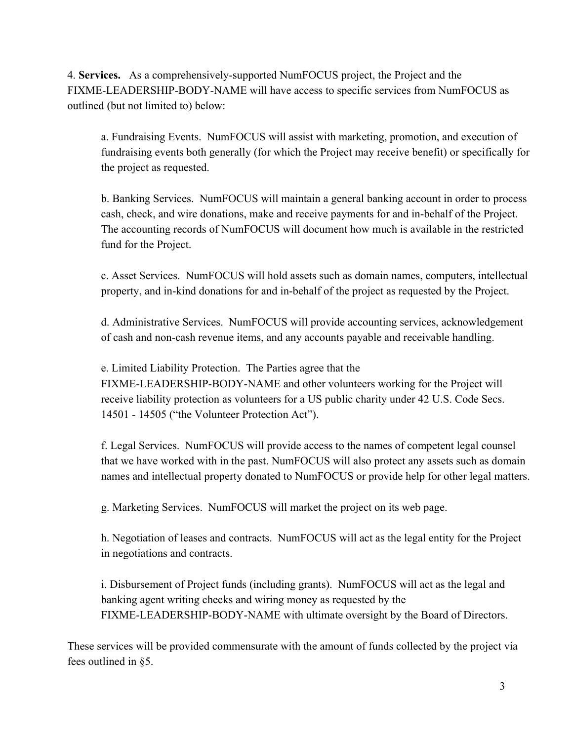4. **Services.** As a comprehensively-supported NumFOCUS project, the Project and the FIXME-LEADERSHIP-BODY-NAME will have access to specific services from NumFOCUS as outlined (but not limited to) below:

a. Fundraising Events. NumFOCUS will assist with marketing, promotion, and execution of fundraising events both generally (for which the Project may receive benefit) or specifically for the project as requested.

b. Banking Services. NumFOCUS will maintain a general banking account in order to process cash, check, and wire donations, make and receive payments for and in-behalf of the Project. The accounting records of NumFOCUS will document how much is available in the restricted fund for the Project.

c. Asset Services. NumFOCUS will hold assets such as domain names, computers, intellectual property, and in-kind donations for and in-behalf of the project as requested by the Project.

d. Administrative Services. NumFOCUS will provide accounting services, acknowledgement of cash and non-cash revenue items, and any accounts payable and receivable handling.

e. Limited Liability Protection. The Parties agree that the FIXME-LEADERSHIP-BODY-NAME and other volunteers working for the Project will receive liability protection as volunteers for a US public charity under 42 U.S. Code Secs. 14501 - 14505 ("the Volunteer Protection Act").

f. Legal Services. NumFOCUS will provide access to the names of competent legal counsel that we have worked with in the past. NumFOCUS will also protect any assets such as domain names and intellectual property donated to NumFOCUS or provide help for other legal matters.

g. Marketing Services. NumFOCUS will market the project on its web page.

h. Negotiation of leases and contracts. NumFOCUS will act as the legal entity for the Project in negotiations and contracts.

i. Disbursement of Project funds (including grants). NumFOCUS will act as the legal and banking agent writing checks and wiring money as requested by the FIXME-LEADERSHIP-BODY-NAME with ultimate oversight by the Board of Directors.

These services will be provided commensurate with the amount of funds collected by the project via fees outlined in §5.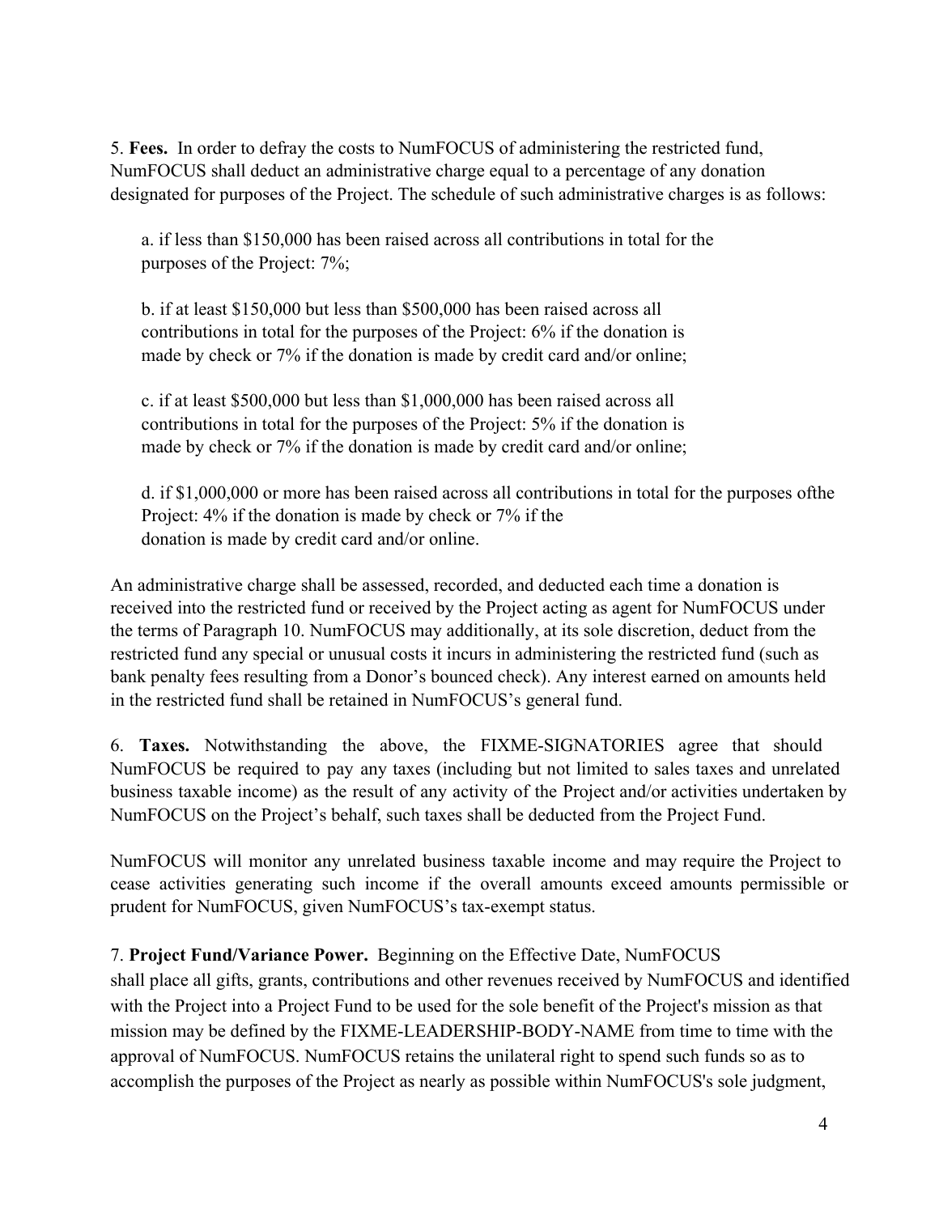5. **Fees.** In order to defray the costs to NumFOCUS of administering the restricted fund, NumFOCUS shall deduct an administrative charge equal to a percentage of any donation designated for purposes of the Project. The schedule of such administrative charges is as follows:

a. if less than $150,000 has been raised across all contributions in total for the purposes of the Project: 7%;

b. if at least $150,000 but less than $500,000 has been raised across all contributions in total for the purposes of the Project: 6% if the donation is made by check or 7% if the donation is made by credit card and/or online;

c. if at least $500,000 but less than $1,000,000 has been raised across all contributions in total for the purposes of the Project: 5% if the donation is made by check or 7% if the donation is made by credit card and/or online;

d. if $1,000,000 or more has been raised across all contributions in total for the purposes ofthe Project: 4% if the donation is made by check or 7% if the donation is made by credit card and/or online.

An administrative charge shall be assessed, recorded, and deducted each time a donation is received into the restricted fund or received by the Project acting as agent for NumFOCUS under the terms of Paragraph 10. NumFOCUS may additionally, at its sole discretion, deduct from the restricted fund any special or unusual costs it incurs in administering the restricted fund (such as bank penalty fees resulting from a Donor's bounced check). Any interest earned on amounts held in the restricted fund shall be retained in NumFOCUS's general fund.

6. **Taxes.** Notwithstanding the above, the FIXME-SIGNATORIES agree that should NumFOCUS be required to pay any taxes (including but not limited to sales taxes and unrelated business taxable income) as the result of any activity of the Project and/or activities undertaken by NumFOCUS on the Project's behalf, such taxes shall be deducted from the Project Fund.

NumFOCUS will monitor any unrelated business taxable income and may require the Project to cease activities generating such income if the overall amounts exceed amounts permissible or prudent for NumFOCUS, given NumFOCUS's tax-exempt status.

7. **Project Fund/Variance Power.** Beginning on the Effective Date, NumFOCUS shall place all gifts, grants, contributions and other revenues received by NumFOCUS and identified with the Project into a Project Fund to be used for the sole benefit of the Project's mission as that mission may be defined by the FIXME-LEADERSHIP-BODY-NAME from time to time with the approval of NumFOCUS. NumFOCUS retains the unilateral right to spend such funds so as to accomplish the purposes of the Project as nearly as possible within NumFOCUS's sole judgment,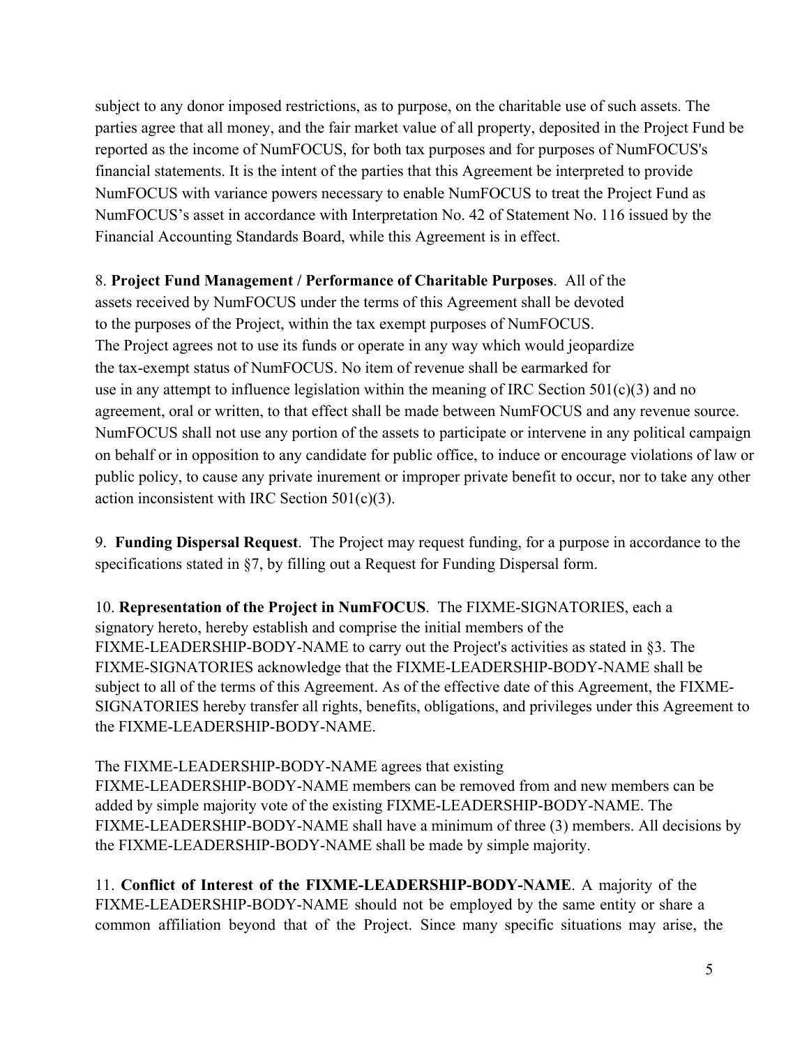subject to any donor imposed restrictions, as to purpose, on the charitable use of such assets. The parties agree that all money, and the fair market value of all property, deposited in the Project Fund be reported as the income of NumFOCUS, for both tax purposes and for purposes of NumFOCUS's financial statements. It is the intent of the parties that this Agreement be interpreted to provide NumFOCUS with variance powers necessary to enable NumFOCUS to treat the Project Fund as NumFOCUS's asset in accordance with Interpretation No. 42 of Statement No. 116 issued by the Financial Accounting Standards Board, while this Agreement is in effect.

8. **Project Fund Management / Performance of Charitable Purposes**. All of the assets received by NumFOCUS under the terms of this Agreement shall be devoted to the purposes of the Project, within the tax exempt purposes of NumFOCUS. The Project agrees not to use its funds or operate in any way which would jeopardize the tax-exempt status of NumFOCUS. No item of revenue shall be earmarked for use in any attempt to influence legislation within the meaning of IRC Section 501(c)(3) and no agreement, oral or written, to that effect shall be made between NumFOCUS and any revenue source. NumFOCUS shall not use any portion of the assets to participate or intervene in any political campaign on behalf or in opposition to any candidate for public office, to induce or encourage violations of law or public policy, to cause any private inurement or improper private benefit to occur, nor to take any other action inconsistent with IRC Section 501(c)(3).

9. **Funding Dispersal Request**. The Project may request funding, for a purpose in accordance to the specifications stated in §7, by filling out a Request for Funding Dispersal form.

10. **Representation of the Project in NumFOCUS**. The FIXME-SIGNATORIES, each a signatory hereto, hereby establish and comprise the initial members of the FIXME-LEADERSHIP-BODY-NAME to carry out the Project's activities as stated in §3. The FIXME-SIGNATORIES acknowledge that the FIXME-LEADERSHIP-BODY-NAME shall be subject to all of the terms of this Agreement. As of the effective date of this Agreement, the FIXME-SIGNATORIES hereby transfer all rights, benefits, obligations, and privileges under this Agreement to the FIXME-LEADERSHIP-BODY-NAME.

The FIXME-LEADERSHIP-BODY-NAME agrees that existing FIXME-LEADERSHIP-BODY-NAME members can be removed from and new members can be added by simple majority vote of the existing FIXME-LEADERSHIP-BODY-NAME. The FIXME-LEADERSHIP-BODY-NAME shall have a minimum of three (3) members. All decisions by the FIXME-LEADERSHIP-BODY-NAME shall be made by simple majority.

11. **Conflict of Interest of the FIXME-LEADERSHIP-BODY-NAME**. A majority of the FIXME-LEADERSHIP-BODY-NAME should not be employed by the same entity or share a common affiliation beyond that of the Project. Since many specific situations may arise, the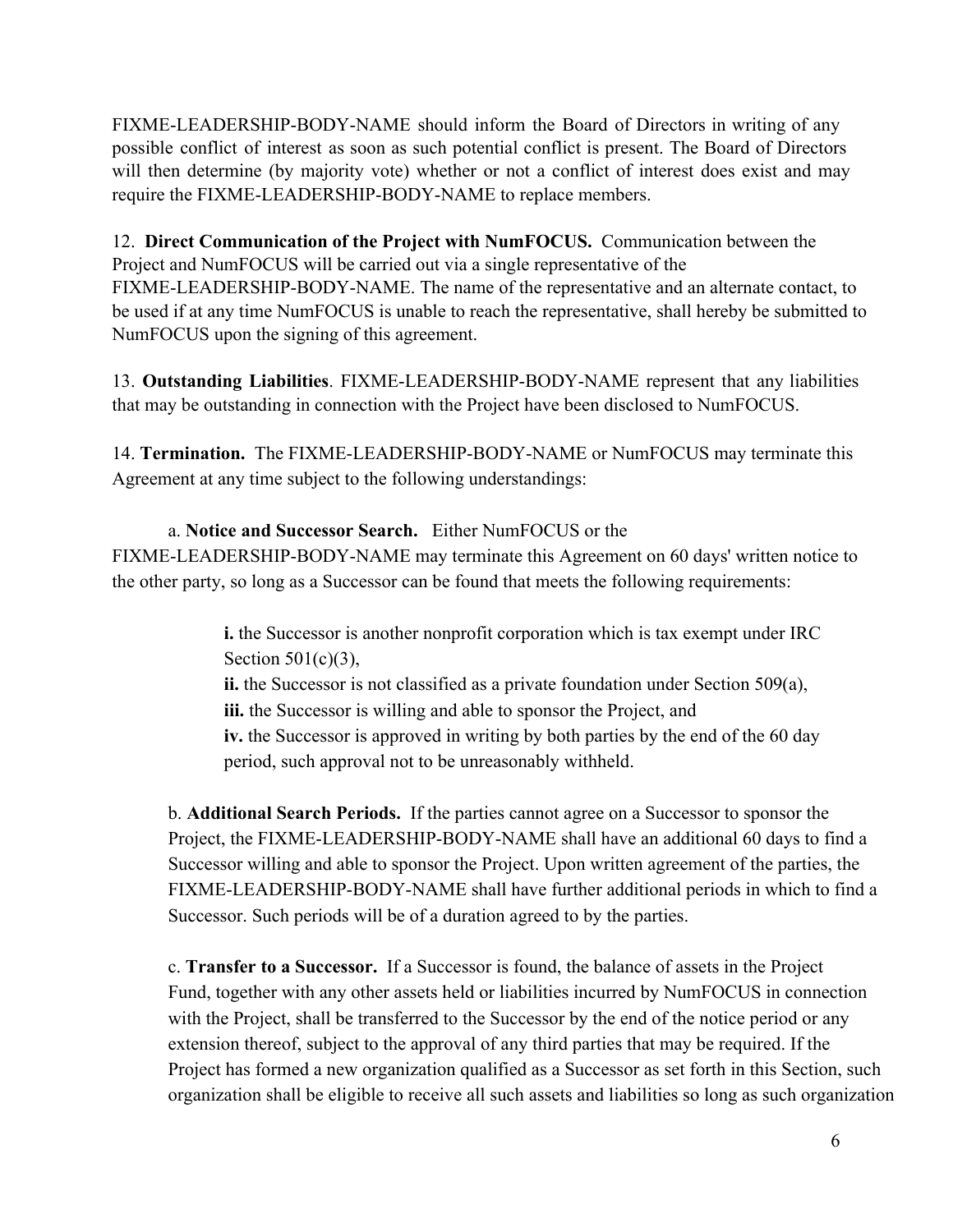FIXME-LEADERSHIP-BODY-NAME should inform the Board of Directors in writing of any possible conflict of interest as soon as such potential conflict is present. The Board of Directors will then determine (by majority vote) whether or not a conflict of interest does exist and may require the FIXME-LEADERSHIP-BODY-NAME to replace members.

12. **Direct Communication of the Project with NumFOCUS.** Communication between the Project and NumFOCUS will be carried out via a single representative of the FIXME-LEADERSHIP-BODY-NAME. The name of the representative and an alternate contact, to be used if at any time NumFOCUS is unable to reach the representative, shall hereby be submitted to NumFOCUS upon the signing of this agreement.

13. **Outstanding Liabilities**. FIXME-LEADERSHIP-BODY-NAME represent that any liabilities that may be outstanding in connection with the Project have been disclosed to NumFOCUS.

14. **Termination.** The FIXME-LEADERSHIP-BODY-NAME or NumFOCUS may terminate this Agreement at any time subject to the following understandings:

a. **Notice and Successor Search.** Either NumFOCUS or the FIXME-LEADERSHIP-BODY-NAME may terminate this Agreement on 60 days' written notice to the other party, so long as a Successor can be found that meets the following requirements:

> **i.** the Successor is another nonprofit corporation which is tax exempt under IRC Section 501(c)(3),
> **ii.** the Successor is not classified as a private foundation under Section 509(a),
> **iii.** the Successor is willing and able to sponsor the Project, and
> **iv.** the Successor is approved in writing by both parties by the end of the 60 day period, such approval not to be unreasonably withheld.

b. **Additional Search Periods.** If the parties cannot agree on a Successor to sponsor the Project, the FIXME-LEADERSHIP-BODY-NAME shall have an additional 60 days to find a Successor willing and able to sponsor the Project. Upon written agreement of the parties, the FIXME-LEADERSHIP-BODY-NAME shall have further additional periods in which to find a Successor. Such periods will be of a duration agreed to by the parties.

c. **Transfer to a Successor.** If a Successor is found, the balance of assets in the Project Fund, together with any other assets held or liabilities incurred by NumFOCUS in connection with the Project, shall be transferred to the Successor by the end of the notice period or any extension thereof, subject to the approval of any third parties that may be required. If the Project has formed a new organization qualified as a Successor as set forth in this Section, such organization shall be eligible to receive all such assets and liabilities so long as such organization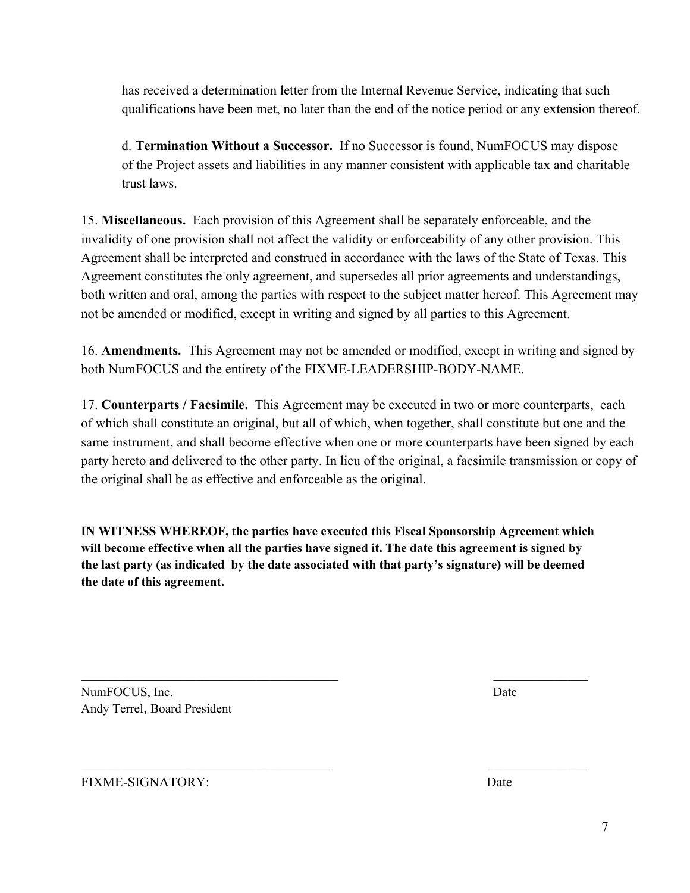has received a determination letter from the Internal Revenue Service, indicating that such qualifications have been met, no later than the end of the notice period or any extension thereof.

d. **Termination Without a Successor.** If no Successor is found, NumFOCUS may dispose of the Project assets and liabilities in any manner consistent with applicable tax and charitable trust laws.

15. **Miscellaneous.** Each provision of this Agreement shall be separately enforceable, and the invalidity of one provision shall not affect the validity or enforceability of any other provision. This Agreement shall be interpreted and construed in accordance with the laws of the State of Texas. This Agreement constitutes the only agreement, and supersedes all prior agreements and understandings, both written and oral, among the parties with respect to the subject matter hereof. This Agreement may not be amended or modified, except in writing and signed by all parties to this Agreement.

16. **Amendments.** This Agreement may not be amended or modified, except in writing and signed by both NumFOCUS and the entirety of the FIXME-LEADERSHIP-BODY-NAME.

17. **Counterparts / Facsimile.** This Agreement may be executed in two or more counterparts, each of which shall constitute an original, but all of which, when together, shall constitute but one and the same instrument, and shall become effective when one or more counterparts have been signed by each party hereto and delivered to the other party. In lieu of the original, a facsimile transmission or copy of the original shall be as effective and enforceable as the original.

**IN WITNESS WHEREOF, the parties have executed this Fiscal Sponsorship Agreement which will become effective when all the parties have signed it. The date this agreement is signed by the last party (as indicated by the date associated with that party's signature) will be deemed the date of this agreement.**

\_\_\_\_\_\_\_\_\_\_\_\_\_\_\_\_\_\_\_\_\_\_\_\_\_\_\_\_\_\_\_\_\_\_\_\_\_\_\_\_ \_\_\_\_\_\_\_\_\_\_\_\_\_\_\_

NumFOCUS, Inc. Date
Andy Terrel, Board President

\_\_\_\_\_\_\_\_\_\_\_\_\_\_\_\_\_\_\_\_\_\_\_\_\_\_\_\_\_\_\_\_\_\_\_\_\_\_\_ \_\_\_\_\_\_\_\_\_\_\_\_\_\_\_\_

FIXME-SIGNATORY: Date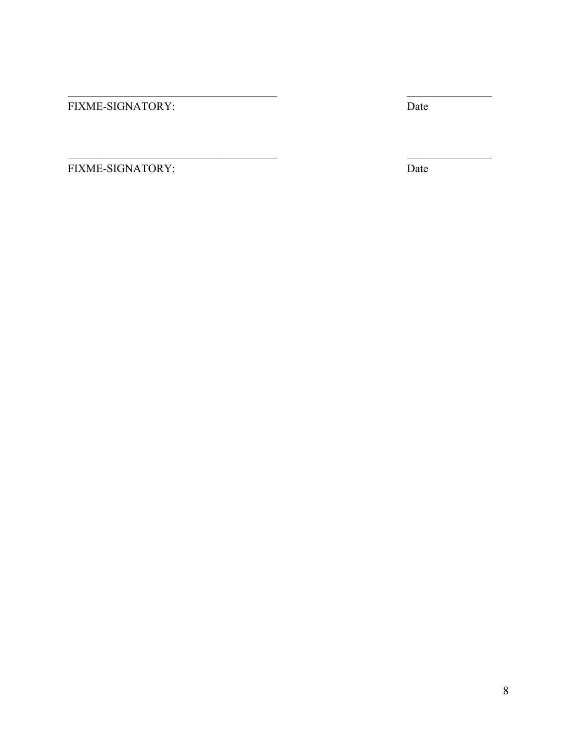\_\_\_\_\_\_\_\_\_\_\_\_\_\_\_\_\_\_\_\_\_\_\_\_\_\_\_\_\_\_\_\_\_\_\_\_\_\_ \_\_\_\_\_\_\_\_\_\_\_\_\_\_\_\_

FIXME-SIGNATORY: Date

\_\_\_\_\_\_\_\_\_\_\_\_\_\_\_\_\_\_\_\_\_\_\_\_\_\_\_\_\_\_\_\_\_\_\_\_\_\_ \_\_\_\_\_\_\_\_\_\_\_\_\_\_\_\_

FIXME-SIGNATORY: Date